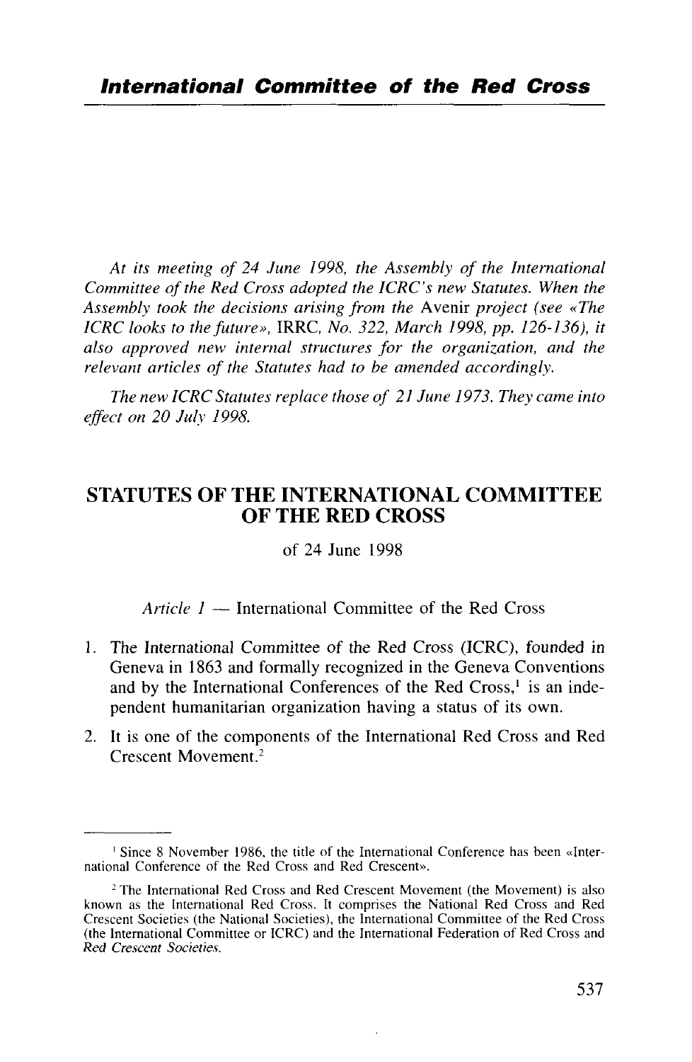*At its meeting of 24 June 1998, the Assembly of the International Committee of the Red Cross adopted the ICRC's new Statutes. When the Assembly took the decisions arising from the* Avenir *project (see «The ICRC looks to the future»,* IRRC, *No. 322, March 1998, pp. 126-136), it also approved new internal structures for the organization, and the relevant articles of the Statutes had to be amended accordingly.*

*The new ICRC Statutes replace those of 21 June 1973. They came into effect on 20 July 1998.*

# STATUTES OF THE INTERNATIONAL COMMITTEE OF THE RED CROSS

of 24 June 1998

*Article 1* — International Committee of the Red Cross

1. The International Committee of the Red Cross (ICRC), founded in Geneva in 1863 and formally recognized in the Geneva Conventions and by the International Conferences of the Red Cross,[1] is an independent humanitarian organization having a status of its own.
2. It is one of the components of the International Red Cross and Red Crescent Movement.[2]

---

[1] Since 8 November 1986, the title of the International Conference has been «International Conference of the Red Cross and Red Crescent».

[2] The International Red Cross and Red Crescent Movement (the Movement) is also known as the International Red Cross. It comprises the National Red Cross and Red Crescent Societies (the National Societies), the International Committee of the Red Cross (the International Committee or ICRC) and the International Federation of Red Cross and Red Crescent Societies.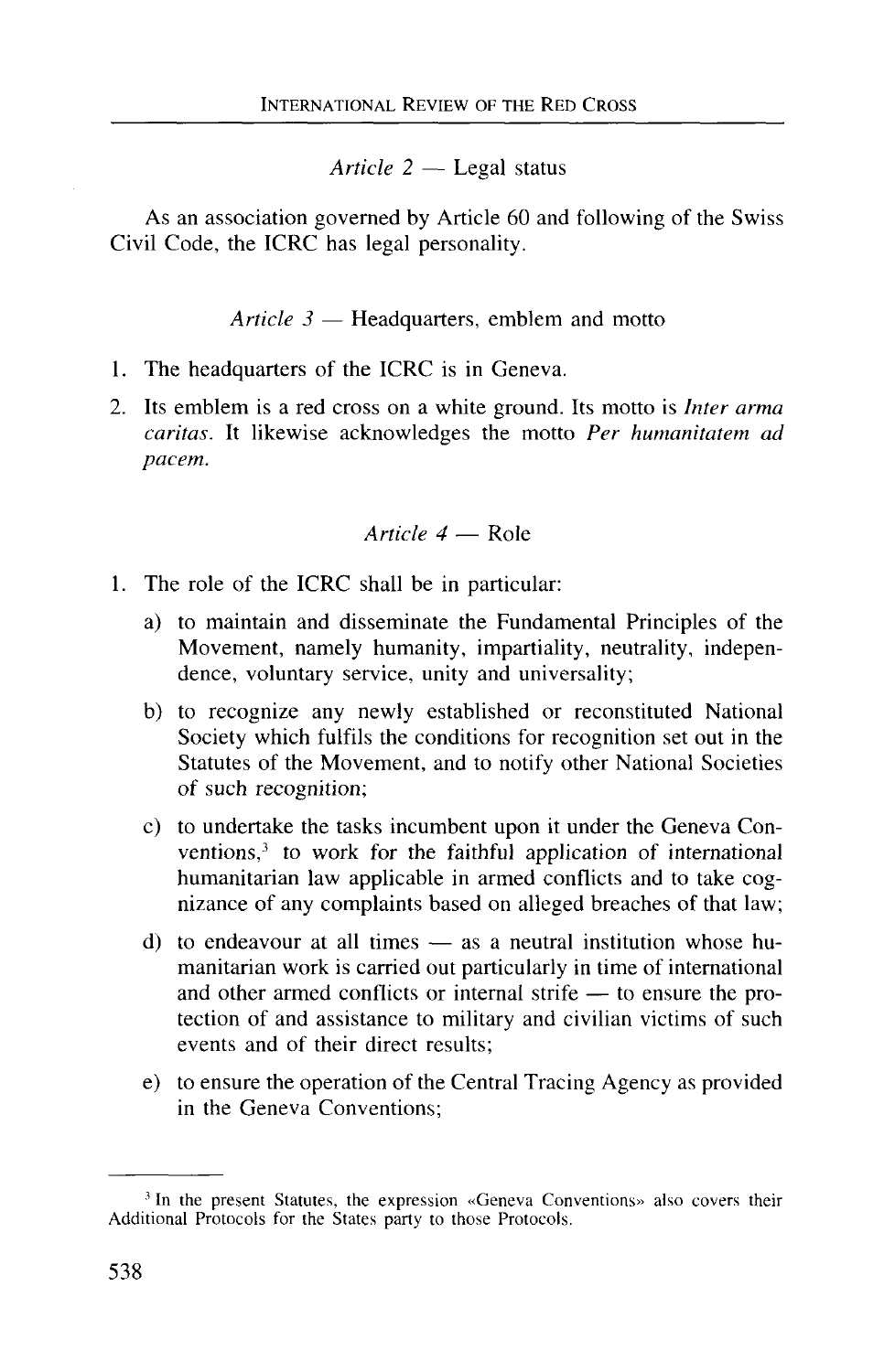*Article 2* — Legal status

As an association governed by Article 60 and following of the Swiss Civil Code, the ICRC has legal personality.

*Article 3* — Headquarters, emblem and motto

1. The headquarters of the ICRC is in Geneva.
2. Its emblem is a red cross on a white ground. Its motto is *Inter arma caritas*. It likewise acknowledges the motto *Per humanitatem ad pacem*.

*Article 4* — Role

1. The role of the ICRC shall be in particular:
   a) to maintain and disseminate the Fundamental Principles of the Movement, namely humanity, impartiality, neutrality, independence, voluntary service, unity and universality;
   b) to recognize any newly established or reconstituted National Society which fulfils the conditions for recognition set out in the Statutes of the Movement, and to notify other National Societies of such recognition;
   c) to undertake the tasks incumbent upon it under the Geneva Conventions,[3] to work for the faithful application of international humanitarian law applicable in armed conflicts and to take cognizance of any complaints based on alleged breaches of that law;
   d) to endeavour at all times — as a neutral institution whose humanitarian work is carried out particularly in time of international and other armed conflicts or internal strife — to ensure the protection of and assistance to military and civilian victims of such events and of their direct results;
   e) to ensure the operation of the Central Tracing Agency as provided in the Geneva Conventions;

[3] In the present Statutes, the expression «Geneva Conventions» also covers their Additional Protocols for the States party to those Protocols.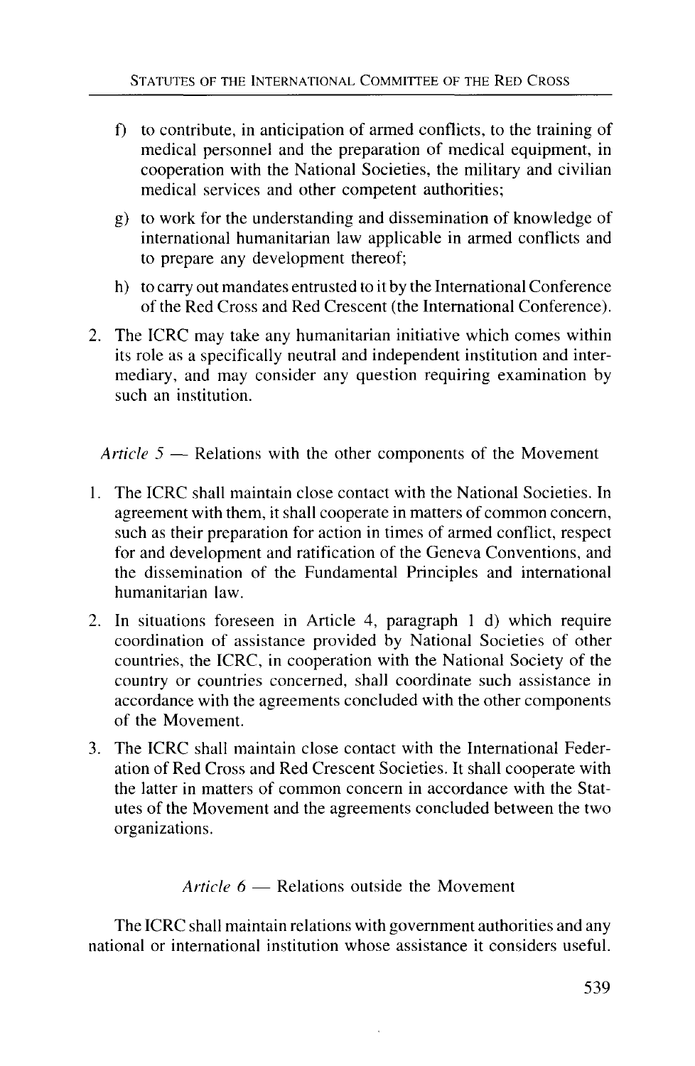f) to contribute, in anticipation of armed conflicts, to the training of medical personnel and the preparation of medical equipment, in cooperation with the National Societies, the military and civilian medical services and other competent authorities;

g) to work for the understanding and dissemination of knowledge of international humanitarian law applicable in armed conflicts and to prepare any development thereof;

h) to carry out mandates entrusted to it by the International Conference of the Red Cross and Red Crescent (the International Conference).

2. The ICRC may take any humanitarian initiative which comes within its role as a specifically neutral and independent institution and intermediary, and may consider any question requiring examination by such an institution.

*Article 5* — Relations with the other components of the Movement

1. The ICRC shall maintain close contact with the National Societies. In agreement with them, it shall cooperate in matters of common concern, such as their preparation for action in times of armed conflict, respect for and development and ratification of the Geneva Conventions, and the dissemination of the Fundamental Principles and international humanitarian law.

2. In situations foreseen in Article 4, paragraph 1 d) which require coordination of assistance provided by National Societies of other countries, the ICRC, in cooperation with the National Society of the country or countries concerned, shall coordinate such assistance in accordance with the agreements concluded with the other components of the Movement.

3. The ICRC shall maintain close contact with the International Federation of Red Cross and Red Crescent Societies. It shall cooperate with the latter in matters of common concern in accordance with the Statutes of the Movement and the agreements concluded between the two organizations.

*Article 6* — Relations outside the Movement

The ICRC shall maintain relations with government authorities and any national or international institution whose assistance it considers useful.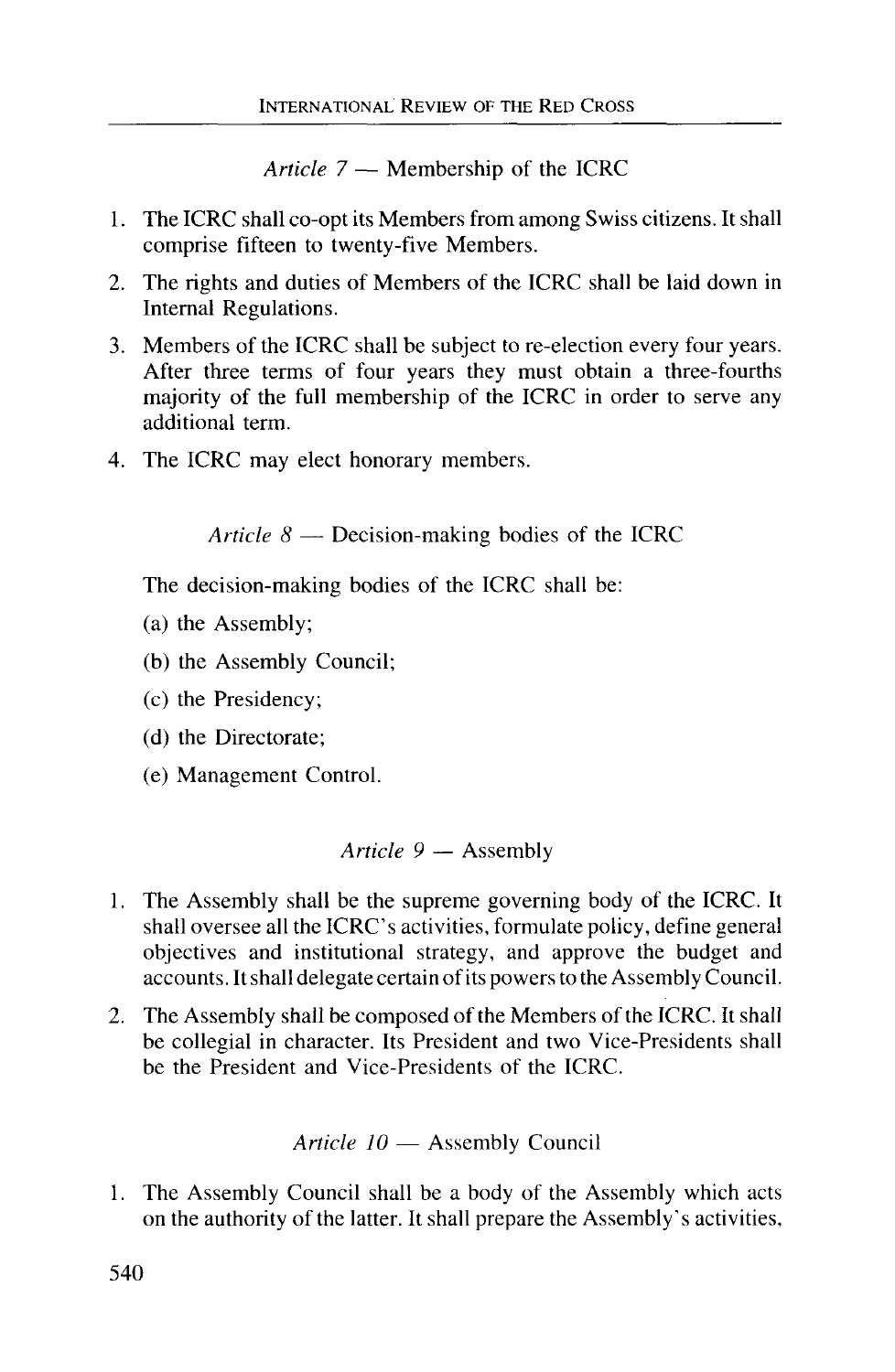*Article 7* — Membership of the ICRC

1. The ICRC shall co-opt its Members from among Swiss citizens. It shall comprise fifteen to twenty-five Members.
2. The rights and duties of Members of the ICRC shall be laid down in Internal Regulations.
3. Members of the ICRC shall be subject to re-election every four years. After three terms of four years they must obtain a three-fourths majority of the full membership of the ICRC in order to serve any additional term.
4. The ICRC may elect honorary members.

*Article 8* — Decision-making bodies of the ICRC

The decision-making bodies of the ICRC shall be:

(a) the Assembly;

(b) the Assembly Council;

(c) the Presidency;

(d) the Directorate;

(e) Management Control.

*Article 9* — Assembly

1. The Assembly shall be the supreme governing body of the ICRC. It shall oversee all the ICRC's activities, formulate policy, define general objectives and institutional strategy, and approve the budget and accounts. It shall delegate certain of its powers to the Assembly Council.
2. The Assembly shall be composed of the Members of the ICRC. It shall be collegial in character. Its President and two Vice-Presidents shall be the President and Vice-Presidents of the ICRC.

*Article 10* — Assembly Council

1. The Assembly Council shall be a body of the Assembly which acts on the authority of the latter. It shall prepare the Assembly's activities,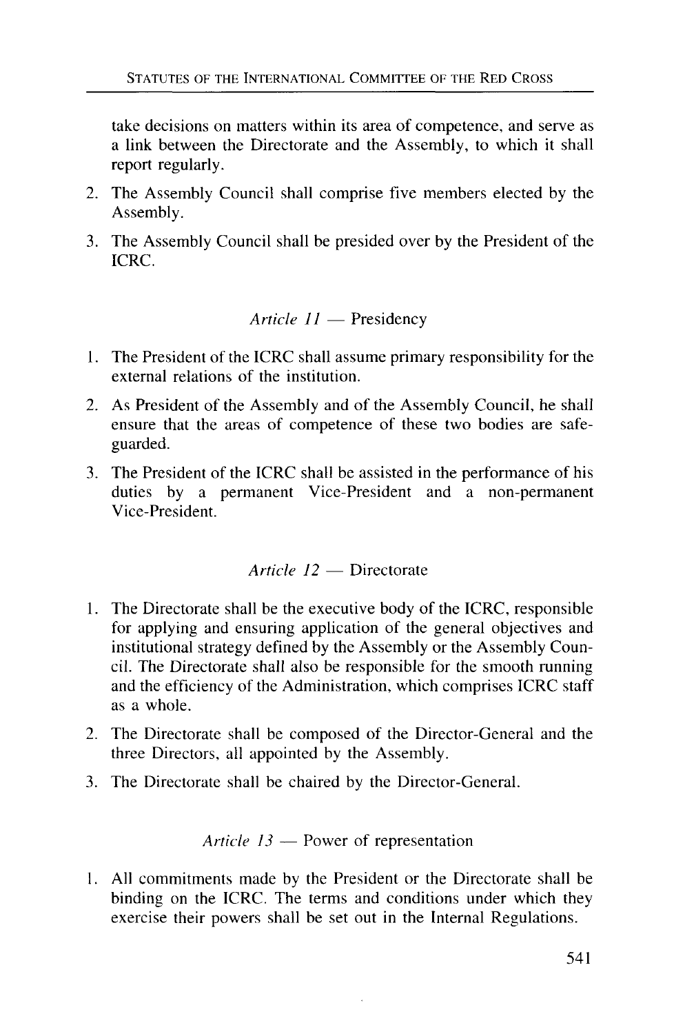take decisions on matters within its area of competence, and serve as a link between the Directorate and the Assembly, to which it shall report regularly.

2. The Assembly Council shall comprise five members elected by the Assembly.
3. The Assembly Council shall be presided over by the President of the ICRC.

### *Article 11* — Presidency

1. The President of the ICRC shall assume primary responsibility for the external relations of the institution.
2. As President of the Assembly and of the Assembly Council, he shall ensure that the areas of competence of these two bodies are safeguarded.
3. The President of the ICRC shall be assisted in the performance of his duties by a permanent Vice-President and a non-permanent Vice-President.

### *Article 12* — Directorate

1. The Directorate shall be the executive body of the ICRC, responsible for applying and ensuring application of the general objectives and institutional strategy defined by the Assembly or the Assembly Council. The Directorate shall also be responsible for the smooth running and the efficiency of the Administration, which comprises ICRC staff as a whole.
2. The Directorate shall be composed of the Director-General and the three Directors, all appointed by the Assembly.
3. The Directorate shall be chaired by the Director-General.

### *Article 13* — Power of representation

1. All commitments made by the President or the Directorate shall be binding on the ICRC. The terms and conditions under which they exercise their powers shall be set out in the Internal Regulations.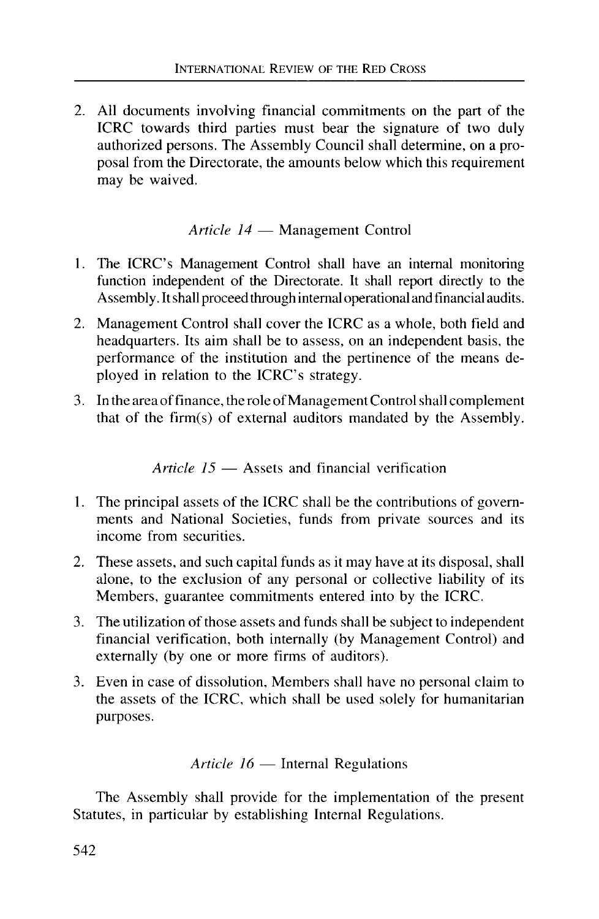2. All documents involving financial commitments on the part of the ICRC towards third parties must bear the signature of two duly authorized persons. The Assembly Council shall determine, on a proposal from the Directorate, the amounts below which this requirement may be waived.

### *Article 14* — Management Control

1. The ICRC's Management Control shall have an internal monitoring function independent of the Directorate. It shall report directly to the Assembly. It shall proceed through internal operational and financial audits.
2. Management Control shall cover the ICRC as a whole, both field and headquarters. Its aim shall be to assess, on an independent basis, the performance of the institution and the pertinence of the means deployed in relation to the ICRC's strategy.
3. In the area of finance, the role of Management Control shall complement that of the firm(s) of external auditors mandated by the Assembly.

### *Article 15* — Assets and financial verification

1. The principal assets of the ICRC shall be the contributions of governments and National Societies, funds from private sources and its income from securities.
2. These assets, and such capital funds as it may have at its disposal, shall alone, to the exclusion of any personal or collective liability of its Members, guarantee commitments entered into by the ICRC.
3. The utilization of those assets and funds shall be subject to independent financial verification, both internally (by Management Control) and externally (by one or more firms of auditors).

3. Even in case of dissolution, Members shall have no personal claim to the assets of the ICRC, which shall be used solely for humanitarian purposes.

### *Article 16* — Internal Regulations

The Assembly shall provide for the implementation of the present Statutes, in particular by establishing Internal Regulations.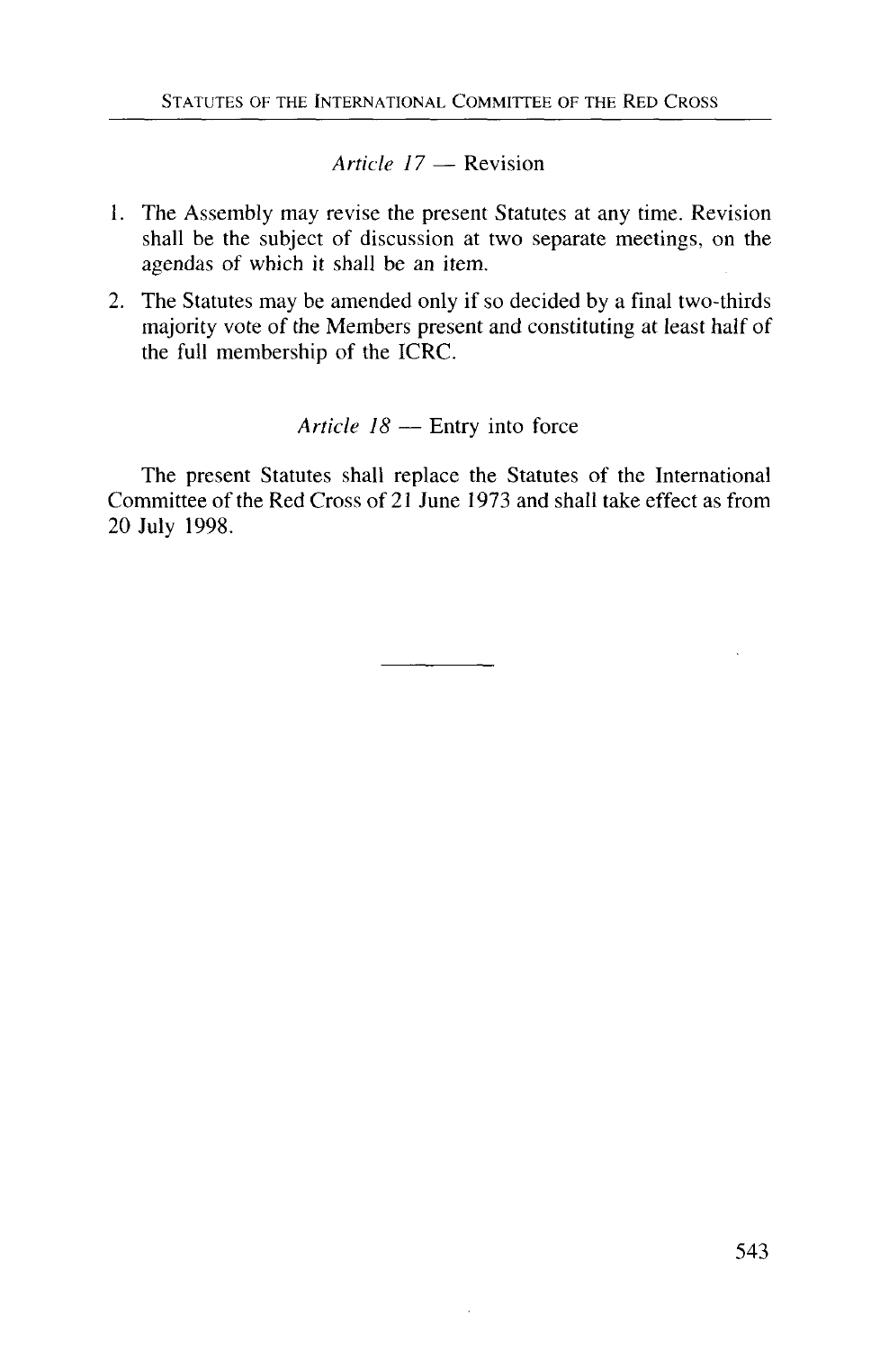### *Article 17* — Revision

1. The Assembly may revise the present Statutes at any time. Revision shall be the subject of discussion at two separate meetings, on the agendas of which it shall be an item.
2. The Statutes may be amended only if so decided by a final two-thirds majority vote of the Members present and constituting at least half of the full membership of the ICRC.

### *Article 18* — Entry into force

The present Statutes shall replace the Statutes of the International Committee of the Red Cross of 21 June 1973 and shall take effect as from 20 July 1998.